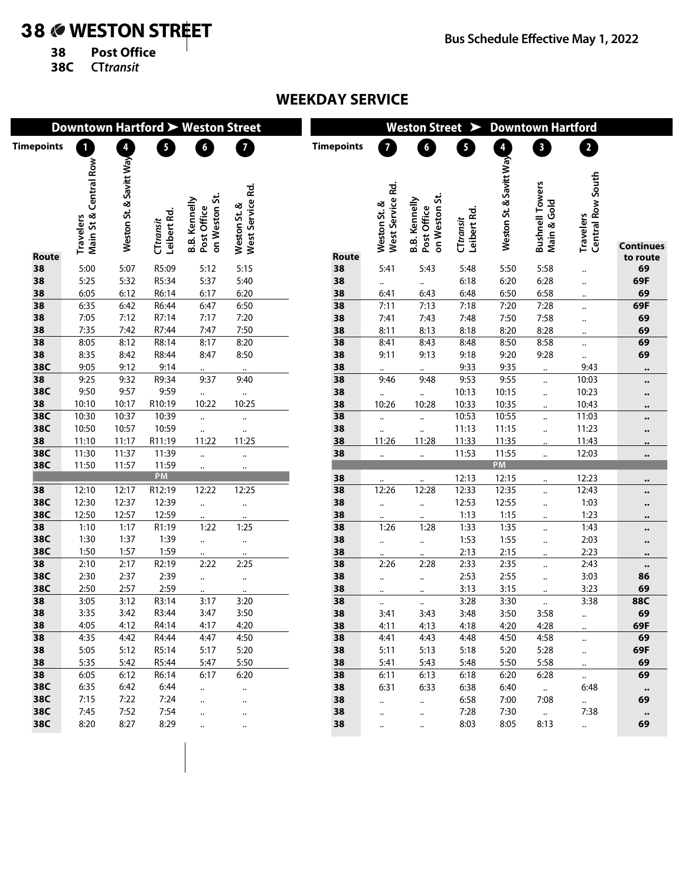# 38 WESTON STREET

**38** **Post Office**
**38C** **CT*transit***

Bus Schedule Effective May 1, 2022

## WEEKDAY SERVICE

### Downtown Hartford ➤ Weston Street

| Route | 1 Travelers Main St & Central Row | 4 Weston St. & Savitt Way | 5 CT*transit* Leibert Rd. | 6 B.B. Kennelly Post Office on Weston St. | 7 Weston St. & West Service Rd. |
|---|---|---|---|---|---|
| 38 | 5:00 | 5:07 | R5:09 | 5:12 | 5:15 |
| 38 | 5:25 | 5:32 | R5:34 | 5:37 | 5:40 |
| 38 | 6:05 | 6:12 | R6:14 | 6:17 | 6:20 |
| 38 | 6:35 | 6:42 | R6:44 | 6:47 | 6:50 |
| 38 | 7:05 | 7:12 | R7:14 | 7:17 | 7:20 |
| 38 | 7:35 | 7:42 | R7:44 | 7:47 | 7:50 |
| 38 | 8:05 | 8:12 | R8:14 | 8:17 | 8:20 |
| 38 | 8:35 | 8:42 | R8:44 | 8:47 | 8:50 |
| 38C | 9:05 | 9:12 | 9:14 | .. | .. |
| 38 | 9:25 | 9:32 | R9:34 | 9:37 | 9:40 |
| 38C | 9:50 | 9:57 | 9:59 | .. | .. |
| 38 | 10:10 | 10:17 | R10:19 | 10:22 | 10:25 |
| 38C | 10:30 | 10:37 | 10:39 | .. | .. |
| 38C | 10:50 | 10:57 | 10:59 | .. | .. |
| 38 | 11:10 | 11:17 | R11:19 | 11:22 | 11:25 |
| 38C | 11:30 | 11:37 | 11:39 | .. | .. |
| 38C | 11:50 | 11:57 | 11:59 | .. | .. |
| | | | PM | | |
| 38 | 12:10 | 12:17 | R12:19 | 12:22 | 12:25 |
| 38C | 12:30 | 12:37 | 12:39 | .. | .. |
| 38C | 12:50 | 12:57 | 12:59 | .. | .. |
| 38 | 1:10 | 1:17 | R1:19 | 1:22 | 1:25 |
| 38C | 1:30 | 1:37 | 1:39 | .. | .. |
| 38C | 1:50 | 1:57 | 1:59 | .. | .. |
| 38 | 2:10 | 2:17 | R2:19 | 2:22 | 2:25 |
| 38C | 2:30 | 2:37 | 2:39 | .. | .. |
| 38C | 2:50 | 2:57 | 2:59 | .. | .. |
| 38 | 3:05 | 3:12 | R3:14 | 3:17 | 3:20 |
| 38 | 3:35 | 3:42 | R3:44 | 3:47 | 3:50 |
| 38 | 4:05 | 4:12 | R4:14 | 4:17 | 4:20 |
| 38 | 4:35 | 4:42 | R4:44 | 4:47 | 4:50 |
| 38 | 5:05 | 5:12 | R5:14 | 5:17 | 5:20 |
| 38 | 5:35 | 5:42 | R5:44 | 5:47 | 5:50 |
| 38 | 6:05 | 6:12 | R6:14 | 6:17 | 6:20 |
| 38C | 6:35 | 6:42 | 6:44 | .. | .. |
| 38C | 7:15 | 7:22 | 7:24 | .. | .. |
| 38C | 7:45 | 7:52 | 7:54 | .. | .. |
| 38C | 8:20 | 8:27 | 8:29 | .. | .. |

### Weston Street ➤ Downtown Hartford

| Route | 7 Weston St. & West Service Rd. | 6 B.B. Kennelly Post Office on Weston St. | 5 CT*transit* Leibert Rd. | 4 Weston St. & Savitt Way | 3 Bushnell Towers Main & Gold | 2 Travelers Central Row South | Continues to route |
|---|---|---|---|---|---|---|---|
| 38 | 5:41 | 5:43 | 5:48 | 5:50 | 5:58 | .. | 69 |
| 38 | .. | .. | 6:18 | 6:20 | 6:28 | .. | 69F |
| 38 | 6:41 | 6:43 | 6:48 | 6:50 | 6:58 | .. | 69 |
| 38 | 7:11 | 7:13 | 7:18 | 7:20 | 7:28 | .. | 69F |
| 38 | 7:41 | 7:43 | 7:48 | 7:50 | 7:58 | .. | 69 |
| 38 | 8:11 | 8:13 | 8:18 | 8:20 | 8:28 | .. | 69 |
| 38 | 8:41 | 8:43 | 8:48 | 8:50 | 8:58 | .. | 69 |
| 38 | 9:11 | 9:13 | 9:18 | 9:20 | 9:28 | .. | 69 |
| 38 | .. | .. | 9:33 | 9:35 | .. | 9:43 | .. |
| 38 | 9:46 | 9:48 | 9:53 | 9:55 | .. | 10:03 | .. |
| 38 | .. | .. | 10:13 | 10:15 | .. | 10:23 | .. |
| 38 | 10:26 | 10:28 | 10:33 | 10:35 | .. | 10:43 | .. |
| 38 | .. | .. | 10:53 | 10:55 | .. | 11:03 | .. |
| 38 | .. | .. | 11:13 | 11:15 | .. | 11:23 | .. |
| 38 | 11:26 | 11:28 | 11:33 | 11:35 | .. | 11:43 | .. |
| 38 | .. | .. | 11:53 | 11:55 | .. | 12:03 | .. |
| | | | | PM | | | |
| 38 | .. | .. | 12:13 | 12:15 | .. | 12:23 | .. |
| 38 | 12:26 | 12:28 | 12:33 | 12:35 | .. | 12:43 | .. |
| 38 | .. | .. | 12:53 | 12:55 | .. | 1:03 | .. |
| 38 | .. | .. | 1:13 | 1:15 | .. | 1:23 | .. |
| 38 | 1:26 | 1:28 | 1:33 | 1:35 | .. | 1:43 | .. |
| 38 | .. | .. | 1:53 | 1:55 | .. | 2:03 | .. |
| 38 | .. | .. | 2:13 | 2:15 | .. | 2:23 | .. |
| 38 | 2:26 | 2:28 | 2:33 | 2:35 | .. | 2:43 | .. |
| 38 | .. | .. | 2:53 | 2:55 | .. | 3:03 | 86 |
| 38 | .. | .. | 3:13 | 3:15 | .. | 3:23 | 69 |
| 38 | .. | .. | 3:28 | 3:30 | .. | 3:38 | 88C |
| 38 | 3:41 | 3:43 | 3:48 | 3:50 | 3:58 | .. | 69 |
| 38 | 4:11 | 4:13 | 4:18 | 4:20 | 4:28 | .. | 69F |
| 38 | 4:41 | 4:43 | 4:48 | 4:50 | 4:58 | .. | 69 |
| 38 | 5:11 | 5:13 | 5:18 | 5:20 | 5:28 | .. | 69F |
| 38 | 5:41 | 5:43 | 5:48 | 5:50 | 5:58 | .. | 69 |
| 38 | 6:11 | 6:13 | 6:18 | 6:20 | 6:28 | .. | 69 |
| 38 | 6:31 | 6:33 | 6:38 | 6:40 | .. | 6:48 | .. |
| 38 | .. | .. | 6:58 | 7:00 | 7:08 | .. | 69 |
| 38 | .. | .. | 7:28 | 7:30 | .. | 7:38 | .. |
| 38 | .. | .. | 8:03 | 8:05 | 8:13 | .. | 69 |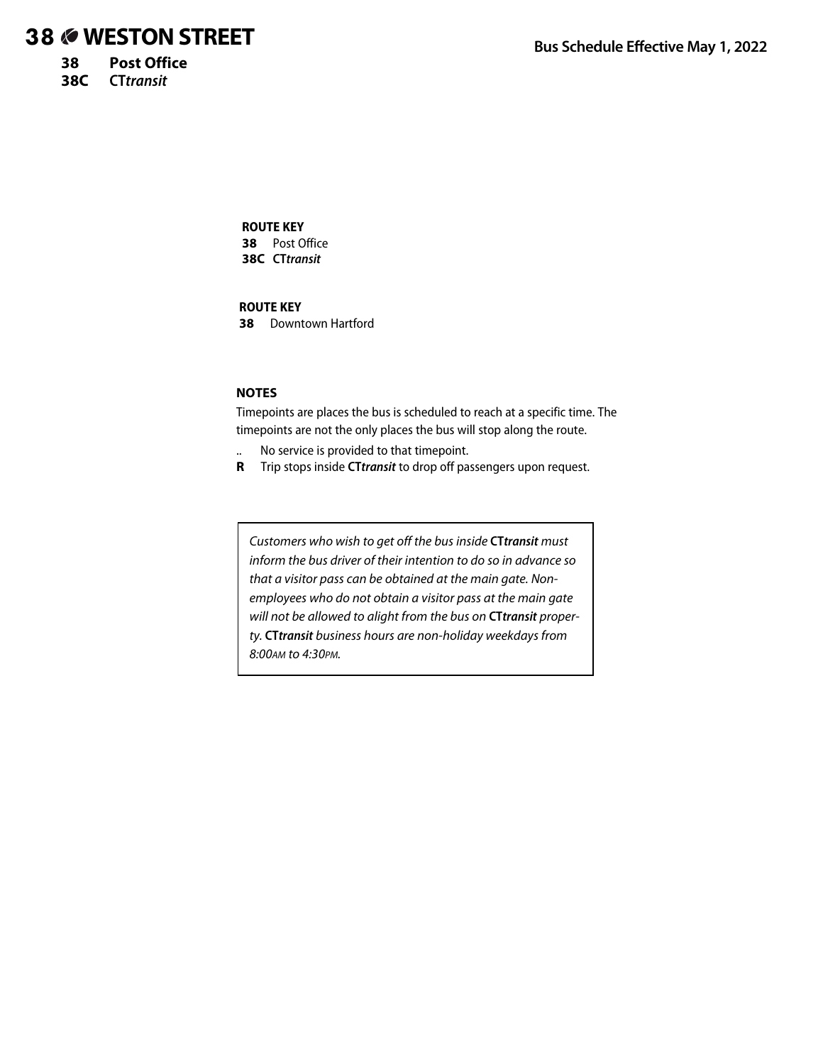# 38 WESTON STREET

**38 Post Office**
**38C CT*transit***

**Bus Schedule Effective May 1, 2022**

**ROUTE KEY**

**38** Post Office
**38C** CT***transit***

**ROUTE KEY**

**38** Downtown Hartford

**NOTES**

Timepoints are places the bus is scheduled to reach at a specific time. The timepoints are not the only places the bus will stop along the route.

.. No service is provided to that timepoint.

**R** Trip stops inside **CT*transit*** to drop off passengers upon request.

*Customers who wish to get off the bus inside* **CT*transit*** *must inform the bus driver of their intention to do so in advance so that a visitor pass can be obtained at the main gate. Non-employees who do not obtain a visitor pass at the main gate will not be allowed to alight from the bus on* **CT*transit*** *property.* **CT*transit*** *business hours are non-holiday weekdays from 8:00AM to 4:30PM.*